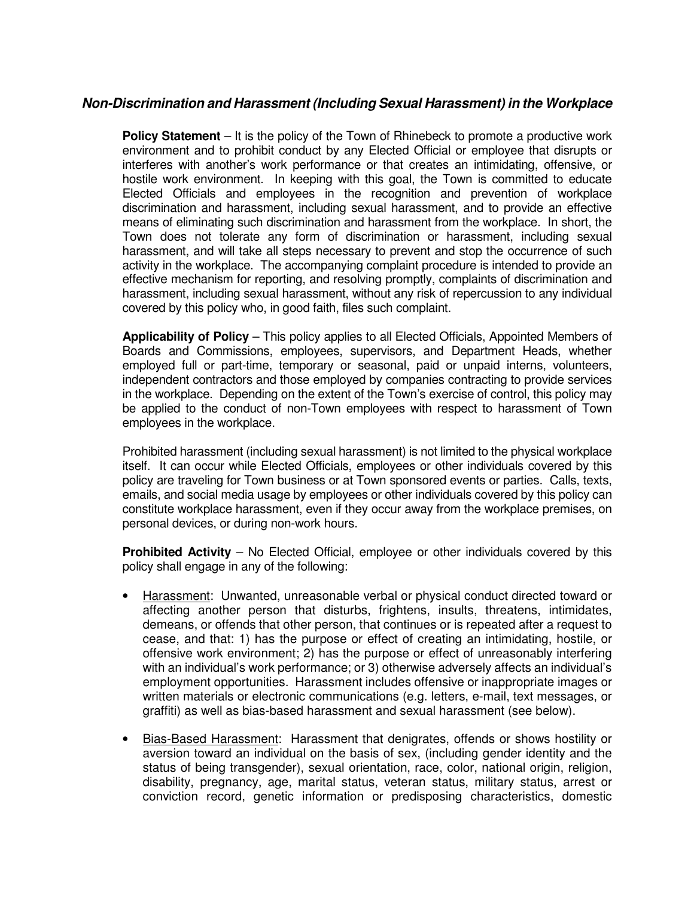## *Non-Discrimination and Harassment (Including Sexual Harassment) in the Workplace*

**Policy Statement** – It is the policy of the Town of Rhinebeck to promote a productive work environment and to prohibit conduct by any Elected Official or employee that disrupts or interferes with another's work performance or that creates an intimidating, offensive, or hostile work environment. In keeping with this goal, the Town is committed to educate Elected Officials and employees in the recognition and prevention of workplace discrimination and harassment, including sexual harassment, and to provide an effective means of eliminating such discrimination and harassment from the workplace. In short, the Town does not tolerate any form of discrimination or harassment, including sexual harassment, and will take all steps necessary to prevent and stop the occurrence of such activity in the workplace. The accompanying complaint procedure is intended to provide an effective mechanism for reporting, and resolving promptly, complaints of discrimination and harassment, including sexual harassment, without any risk of repercussion to any individual covered by this policy who, in good faith, files such complaint.

**Applicability of Policy** – This policy applies to all Elected Officials, Appointed Members of Boards and Commissions, employees, supervisors, and Department Heads, whether employed full or part-time, temporary or seasonal, paid or unpaid interns, volunteers, independent contractors and those employed by companies contracting to provide services in the workplace. Depending on the extent of the Town's exercise of control, this policy may be applied to the conduct of non-Town employees with respect to harassment of Town employees in the workplace.

Prohibited harassment (including sexual harassment) is not limited to the physical workplace itself. It can occur while Elected Officials, employees or other individuals covered by this policy are traveling for Town business or at Town sponsored events or parties. Calls, texts, emails, and social media usage by employees or other individuals covered by this policy can constitute workplace harassment, even if they occur away from the workplace premises, on personal devices, or during non-work hours.

**Prohibited Activity** – No Elected Official, employee or other individuals covered by this policy shall engage in any of the following:

- Harassment: Unwanted, unreasonable verbal or physical conduct directed toward or affecting another person that disturbs, frightens, insults, threatens, intimidates, demeans, or offends that other person, that continues or is repeated after a request to cease, and that: 1) has the purpose or effect of creating an intimidating, hostile, or offensive work environment; 2) has the purpose or effect of unreasonably interfering with an individual's work performance; or 3) otherwise adversely affects an individual's employment opportunities. Harassment includes offensive or inappropriate images or written materials or electronic communications (e.g. letters, e-mail, text messages, or graffiti) as well as bias-based harassment and sexual harassment (see below).
- Bias-Based Harassment: Harassment that denigrates, offends or shows hostility or aversion toward an individual on the basis of sex, (including gender identity and the status of being transgender), sexual orientation, race, color, national origin, religion, disability, pregnancy, age, marital status, veteran status, military status, arrest or conviction record, genetic information or predisposing characteristics, domestic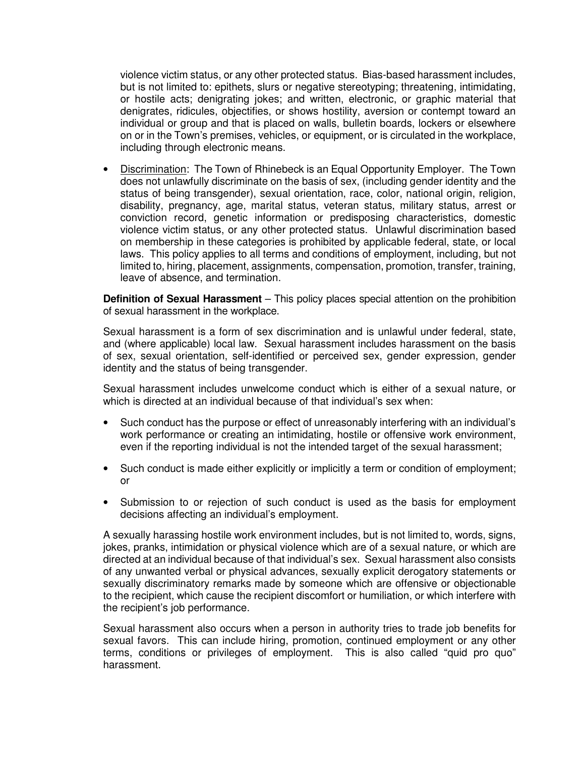violence victim status, or any other protected status. Bias-based harassment includes, but is not limited to: epithets, slurs or negative stereotyping; threatening, intimidating, or hostile acts; denigrating jokes; and written, electronic, or graphic material that denigrates, ridicules, objectifies, or shows hostility, aversion or contempt toward an individual or group and that is placed on walls, bulletin boards, lockers or elsewhere on or in the Town's premises, vehicles, or equipment, or is circulated in the workplace, including through electronic means.

- Discrimination: The Town of Rhinebeck is an Equal Opportunity Employer. The Town does not unlawfully discriminate on the basis of sex, (including gender identity and the status of being transgender), sexual orientation, race, color, national origin, religion, disability, pregnancy, age, marital status, veteran status, military status, arrest or conviction record, genetic information or predisposing characteristics, domestic violence victim status, or any other protected status. Unlawful discrimination based on membership in these categories is prohibited by applicable federal, state, or local laws. This policy applies to all terms and conditions of employment, including, but not limited to, hiring, placement, assignments, compensation, promotion, transfer, training, leave of absence, and termination.

**Definition of Sexual Harassment** – This policy places special attention on the prohibition of sexual harassment in the workplace.

Sexual harassment is a form of sex discrimination and is unlawful under federal, state, and (where applicable) local law. Sexual harassment includes harassment on the basis of sex, sexual orientation, self-identified or perceived sex, gender expression, gender identity and the status of being transgender.

Sexual harassment includes unwelcome conduct which is either of a sexual nature, or which is directed at an individual because of that individual's sex when:

- Such conduct has the purpose or effect of unreasonably interfering with an individual's work performance or creating an intimidating, hostile or offensive work environment, even if the reporting individual is not the intended target of the sexual harassment;
- Such conduct is made either explicitly or implicitly a term or condition of employment; or
- Submission to or rejection of such conduct is used as the basis for employment decisions affecting an individual's employment.

A sexually harassing hostile work environment includes, but is not limited to, words, signs, jokes, pranks, intimidation or physical violence which are of a sexual nature, or which are directed at an individual because of that individual's sex. Sexual harassment also consists of any unwanted verbal or physical advances, sexually explicit derogatory statements or sexually discriminatory remarks made by someone which are offensive or objectionable to the recipient, which cause the recipient discomfort or humiliation, or which interfere with the recipient's job performance.

Sexual harassment also occurs when a person in authority tries to trade job benefits for sexual favors. This can include hiring, promotion, continued employment or any other terms, conditions or privileges of employment. This is also called "quid pro quo" harassment.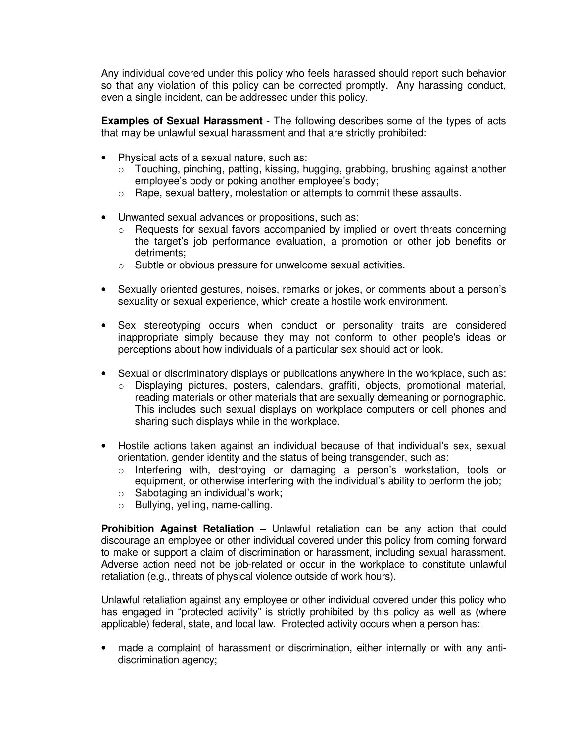Any individual covered under this policy who feels harassed should report such behavior so that any violation of this policy can be corrected promptly. Any harassing conduct, even a single incident, can be addressed under this policy.

**Examples of Sexual Harassment** - The following describes some of the types of acts that may be unlawful sexual harassment and that are strictly prohibited:

- Physical acts of a sexual nature, such as:
  - Touching, pinching, patting, kissing, hugging, grabbing, brushing against another employee's body or poking another employee's body;
  - Rape, sexual battery, molestation or attempts to commit these assaults.

- Unwanted sexual advances or propositions, such as:
  - Requests for sexual favors accompanied by implied or overt threats concerning the target's job performance evaluation, a promotion or other job benefits or detriments;
  - Subtle or obvious pressure for unwelcome sexual activities.

- Sexually oriented gestures, noises, remarks or jokes, or comments about a person's sexuality or sexual experience, which create a hostile work environment.

- Sex stereotyping occurs when conduct or personality traits are considered inappropriate simply because they may not conform to other people's ideas or perceptions about how individuals of a particular sex should act or look.

- Sexual or discriminatory displays or publications anywhere in the workplace, such as:
  - Displaying pictures, posters, calendars, graffiti, objects, promotional material, reading materials or other materials that are sexually demeaning or pornographic. This includes such sexual displays on workplace computers or cell phones and sharing such displays while in the workplace.

- Hostile actions taken against an individual because of that individual's sex, sexual orientation, gender identity and the status of being transgender, such as:
  - Interfering with, destroying or damaging a person's workstation, tools or equipment, or otherwise interfering with the individual's ability to perform the job;
  - Sabotaging an individual's work;
  - Bullying, yelling, name-calling.

**Prohibition Against Retaliation** – Unlawful retaliation can be any action that could discourage an employee or other individual covered under this policy from coming forward to make or support a claim of discrimination or harassment, including sexual harassment. Adverse action need not be job-related or occur in the workplace to constitute unlawful retaliation (e.g., threats of physical violence outside of work hours).

Unlawful retaliation against any employee or other individual covered under this policy who has engaged in "protected activity" is strictly prohibited by this policy as well as (where applicable) federal, state, and local law. Protected activity occurs when a person has:

- made a complaint of harassment or discrimination, either internally or with any anti-discrimination agency;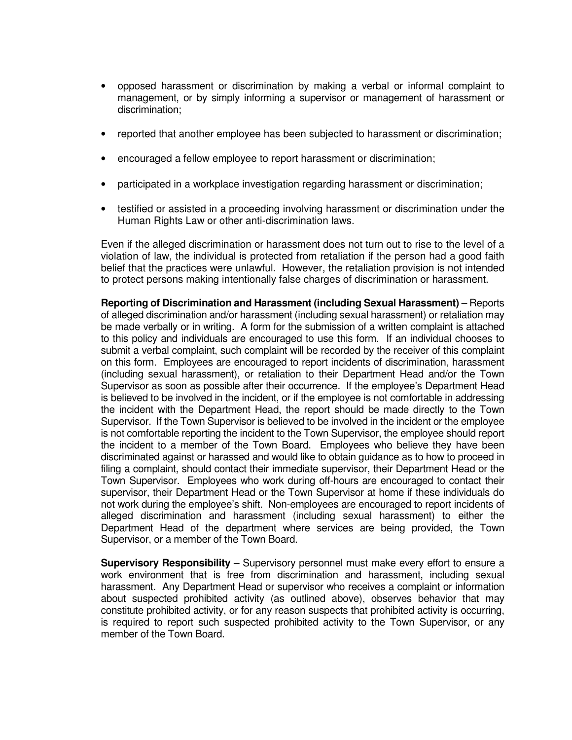- opposed harassment or discrimination by making a verbal or informal complaint to management, or by simply informing a supervisor or management of harassment or discrimination;
- reported that another employee has been subjected to harassment or discrimination;
- encouraged a fellow employee to report harassment or discrimination;
- participated in a workplace investigation regarding harassment or discrimination;
- testified or assisted in a proceeding involving harassment or discrimination under the Human Rights Law or other anti-discrimination laws.

Even if the alleged discrimination or harassment does not turn out to rise to the level of a violation of law, the individual is protected from retaliation if the person had a good faith belief that the practices were unlawful. However, the retaliation provision is not intended to protect persons making intentionally false charges of discrimination or harassment.

**Reporting of Discrimination and Harassment (including Sexual Harassment)** – Reports of alleged discrimination and/or harassment (including sexual harassment) or retaliation may be made verbally or in writing. A form for the submission of a written complaint is attached to this policy and individuals are encouraged to use this form. If an individual chooses to submit a verbal complaint, such complaint will be recorded by the receiver of this complaint on this form. Employees are encouraged to report incidents of discrimination, harassment (including sexual harassment), or retaliation to their Department Head and/or the Town Supervisor as soon as possible after their occurrence. If the employee's Department Head is believed to be involved in the incident, or if the employee is not comfortable in addressing the incident with the Department Head, the report should be made directly to the Town Supervisor. If the Town Supervisor is believed to be involved in the incident or the employee is not comfortable reporting the incident to the Town Supervisor, the employee should report the incident to a member of the Town Board. Employees who believe they have been discriminated against or harassed and would like to obtain guidance as to how to proceed in filing a complaint, should contact their immediate supervisor, their Department Head or the Town Supervisor. Employees who work during off-hours are encouraged to contact their supervisor, their Department Head or the Town Supervisor at home if these individuals do not work during the employee's shift. Non-employees are encouraged to report incidents of alleged discrimination and harassment (including sexual harassment) to either the Department Head of the department where services are being provided, the Town Supervisor, or a member of the Town Board.

**Supervisory Responsibility** – Supervisory personnel must make every effort to ensure a work environment that is free from discrimination and harassment, including sexual harassment. Any Department Head or supervisor who receives a complaint or information about suspected prohibited activity (as outlined above), observes behavior that may constitute prohibited activity, or for any reason suspects that prohibited activity is occurring, is required to report such suspected prohibited activity to the Town Supervisor, or any member of the Town Board.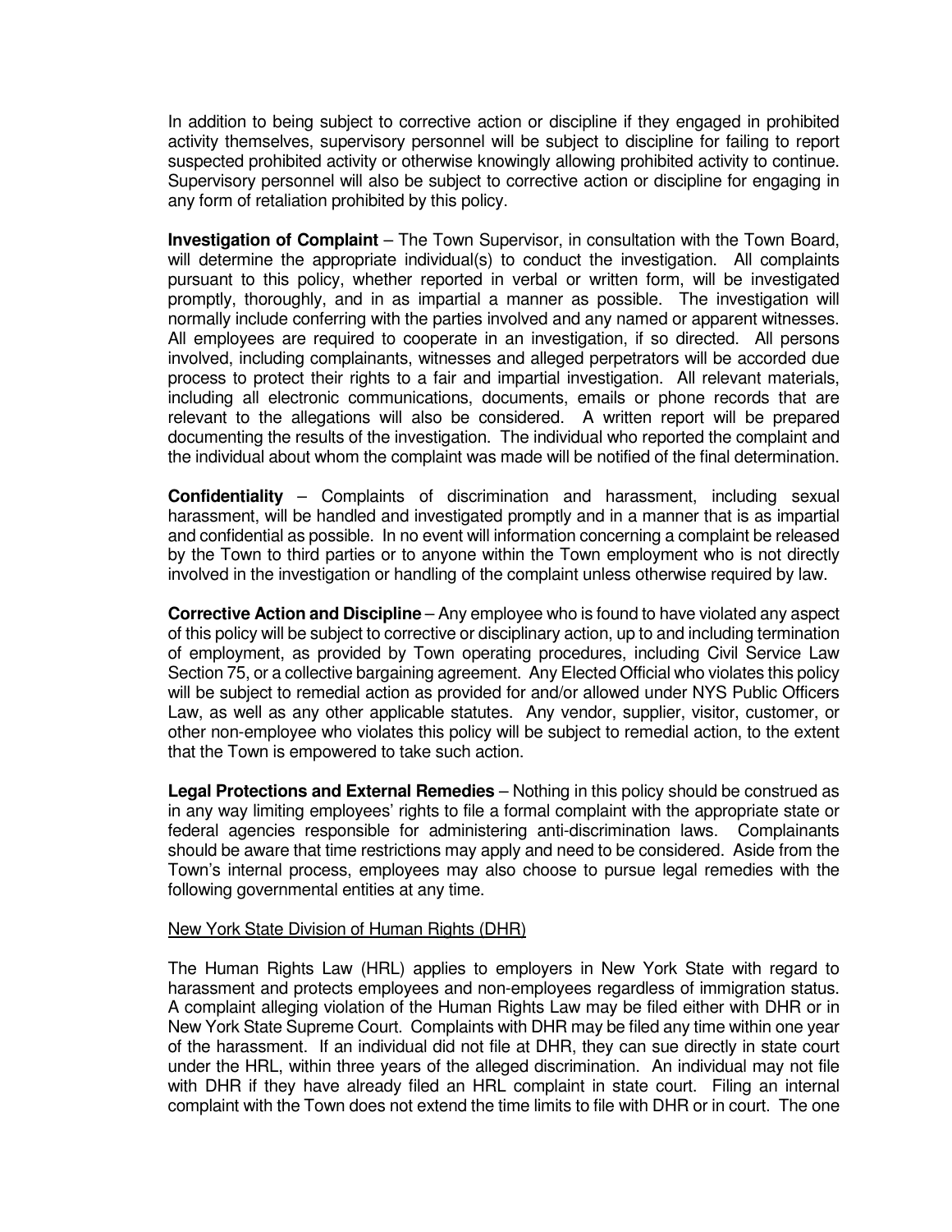In addition to being subject to corrective action or discipline if they engaged in prohibited activity themselves, supervisory personnel will be subject to discipline for failing to report suspected prohibited activity or otherwise knowingly allowing prohibited activity to continue. Supervisory personnel will also be subject to corrective action or discipline for engaging in any form of retaliation prohibited by this policy.

**Investigation of Complaint** – The Town Supervisor, in consultation with the Town Board, will determine the appropriate individual(s) to conduct the investigation. All complaints pursuant to this policy, whether reported in verbal or written form, will be investigated promptly, thoroughly, and in as impartial a manner as possible. The investigation will normally include conferring with the parties involved and any named or apparent witnesses. All employees are required to cooperate in an investigation, if so directed. All persons involved, including complainants, witnesses and alleged perpetrators will be accorded due process to protect their rights to a fair and impartial investigation. All relevant materials, including all electronic communications, documents, emails or phone records that are relevant to the allegations will also be considered. A written report will be prepared documenting the results of the investigation. The individual who reported the complaint and the individual about whom the complaint was made will be notified of the final determination.

**Confidentiality** – Complaints of discrimination and harassment, including sexual harassment, will be handled and investigated promptly and in a manner that is as impartial and confidential as possible. In no event will information concerning a complaint be released by the Town to third parties or to anyone within the Town employment who is not directly involved in the investigation or handling of the complaint unless otherwise required by law.

**Corrective Action and Discipline** – Any employee who is found to have violated any aspect of this policy will be subject to corrective or disciplinary action, up to and including termination of employment, as provided by Town operating procedures, including Civil Service Law Section 75, or a collective bargaining agreement. Any Elected Official who violates this policy will be subject to remedial action as provided for and/or allowed under NYS Public Officers Law, as well as any other applicable statutes. Any vendor, supplier, visitor, customer, or other non-employee who violates this policy will be subject to remedial action, to the extent that the Town is empowered to take such action.

**Legal Protections and External Remedies** – Nothing in this policy should be construed as in any way limiting employees' rights to file a formal complaint with the appropriate state or federal agencies responsible for administering anti-discrimination laws. Complainants should be aware that time restrictions may apply and need to be considered. Aside from the Town's internal process, employees may also choose to pursue legal remedies with the following governmental entities at any time.

<u>New York State Division of Human Rights (DHR)</u>

The Human Rights Law (HRL) applies to employers in New York State with regard to harassment and protects employees and non-employees regardless of immigration status. A complaint alleging violation of the Human Rights Law may be filed either with DHR or in New York State Supreme Court. Complaints with DHR may be filed any time within one year of the harassment. If an individual did not file at DHR, they can sue directly in state court under the HRL, within three years of the alleged discrimination. An individual may not file with DHR if they have already filed an HRL complaint in state court. Filing an internal complaint with the Town does not extend the time limits to file with DHR or in court. The one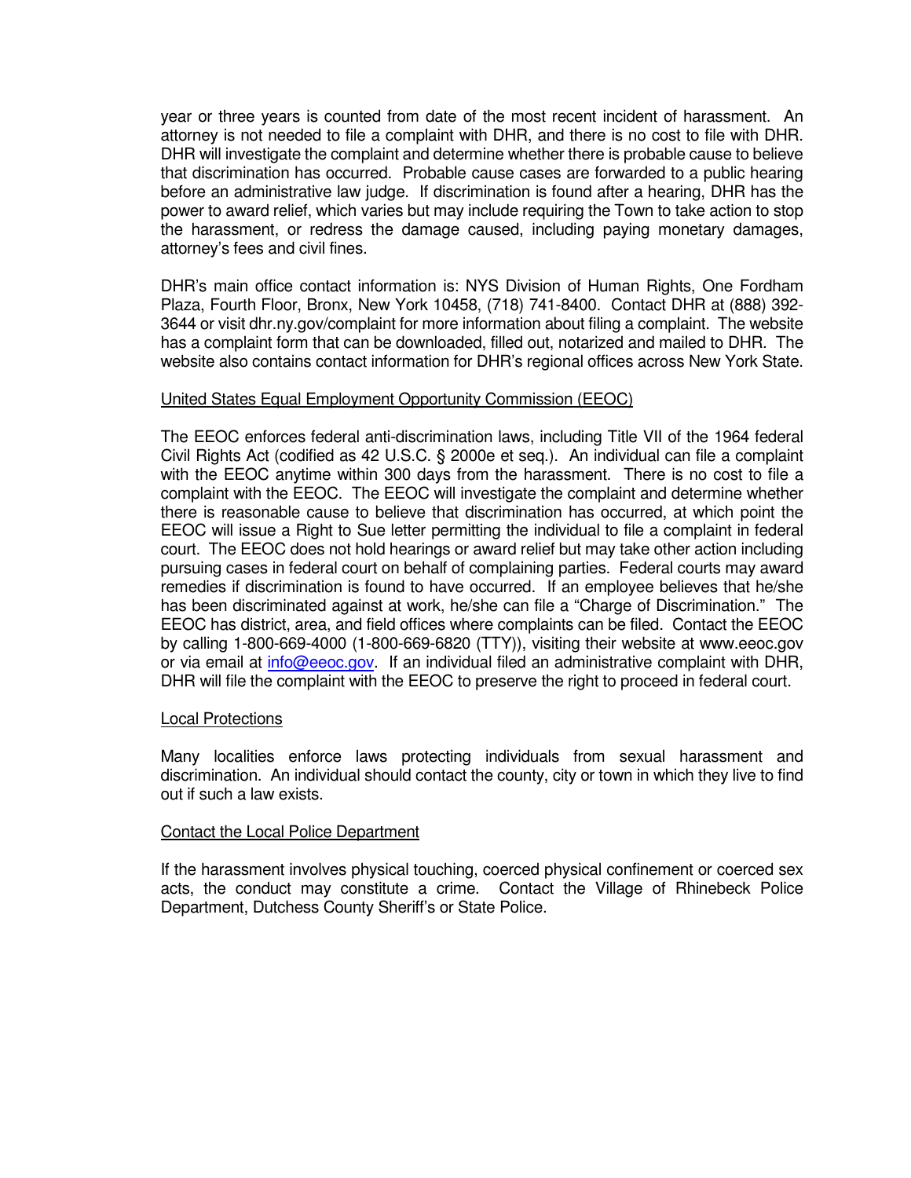year or three years is counted from date of the most recent incident of harassment. An attorney is not needed to file a complaint with DHR, and there is no cost to file with DHR. DHR will investigate the complaint and determine whether there is probable cause to believe that discrimination has occurred. Probable cause cases are forwarded to a public hearing before an administrative law judge. If discrimination is found after a hearing, DHR has the power to award relief, which varies but may include requiring the Town to take action to stop the harassment, or redress the damage caused, including paying monetary damages, attorney's fees and civil fines.

DHR's main office contact information is: NYS Division of Human Rights, One Fordham Plaza, Fourth Floor, Bronx, New York 10458, (718) 741-8400. Contact DHR at (888) 392-3644 or visit dhr.ny.gov/complaint for more information about filing a complaint. The website has a complaint form that can be downloaded, filled out, notarized and mailed to DHR. The website also contains contact information for DHR's regional offices across New York State.

<u>United States Equal Employment Opportunity Commission (EEOC)</u>

The EEOC enforces federal anti-discrimination laws, including Title VII of the 1964 federal Civil Rights Act (codified as 42 U.S.C. § 2000e et seq.). An individual can file a complaint with the EEOC anytime within 300 days from the harassment. There is no cost to file a complaint with the EEOC. The EEOC will investigate the complaint and determine whether there is reasonable cause to believe that discrimination has occurred, at which point the EEOC will issue a Right to Sue letter permitting the individual to file a complaint in federal court. The EEOC does not hold hearings or award relief but may take other action including pursuing cases in federal court on behalf of complaining parties. Federal courts may award remedies if discrimination is found to have occurred. If an employee believes that he/she has been discriminated against at work, he/she can file a "Charge of Discrimination." The EEOC has district, area, and field offices where complaints can be filed. Contact the EEOC by calling 1-800-669-4000 (1-800-669-6820 (TTY)), visiting their website at www.eeoc.gov or via email at info@eeoc.gov. If an individual filed an administrative complaint with DHR, DHR will file the complaint with the EEOC to preserve the right to proceed in federal court.

<u>Local Protections</u>

Many localities enforce laws protecting individuals from sexual harassment and discrimination. An individual should contact the county, city or town in which they live to find out if such a law exists.

<u>Contact the Local Police Department</u>

If the harassment involves physical touching, coerced physical confinement or coerced sex acts, the conduct may constitute a crime. Contact the Village of Rhinebeck Police Department, Dutchess County Sheriff's or State Police.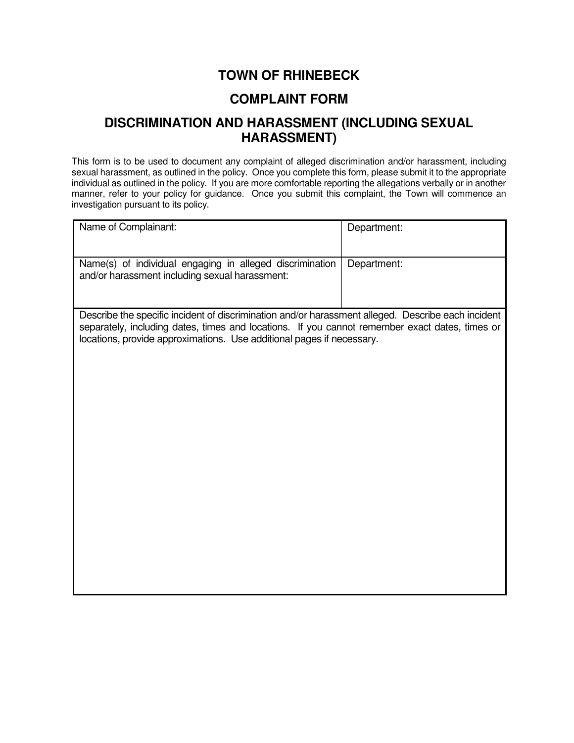# TOWN OF RHINEBECK

## COMPLAINT FORM

## DISCRIMINATION AND HARASSMENT (INCLUDING SEXUAL HARASSMENT)

This form is to be used to document any complaint of alleged discrimination and/or harassment, including sexual harassment, as outlined in the policy. Once you complete this form, please submit it to the appropriate individual as outlined in the policy. If you are more comfortable reporting the allegations verbally or in another manner, refer to your policy for guidance. Once you submit this complaint, the Town will commence an investigation pursuant to its policy.

| Name of Complainant: | Department: |
|---|---|
| Name(s) of individual engaging in alleged discrimination and/or harassment including sexual harassment: | Department: |
| Describe the specific incident of discrimination and/or harassment alleged. Describe each incident separately, including dates, times and locations. If you cannot remember exact dates, times or locations, provide approximations. Use additional pages if necessary. | |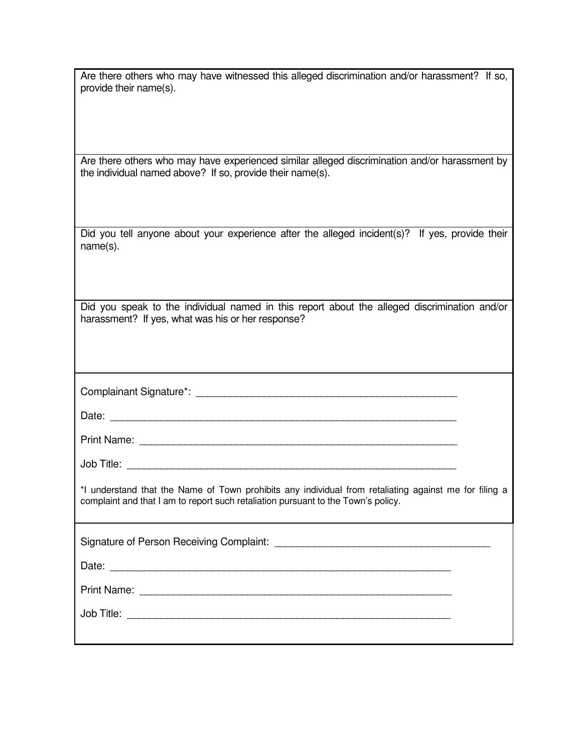Are there others who may have witnessed this alleged discrimination and/or harassment? If so, provide their name(s).

Are there others who may have experienced similar alleged discrimination and/or harassment by the individual named above? If so, provide their name(s).

Did you tell anyone about your experience after the alleged incident(s)? If yes, provide their name(s).

Did you speak to the individual named in this report about the alleged discrimination and/or harassment? If yes, what was his or her response?

Complainant Signature*: ______________________________________________

Date: ______________________________________________________________

Print Name: _________________________________________________________

Job Title: ___________________________________________________________

*I understand that the Name of Town prohibits any individual from retaliating against me for filing a complaint and that I am to report such retaliation pursuant to the Town's policy.

Signature of Person Receiving Complaint: ____________________________________

Date: ______________________________________________________________

Print Name: _________________________________________________________

Job Title: ___________________________________________________________